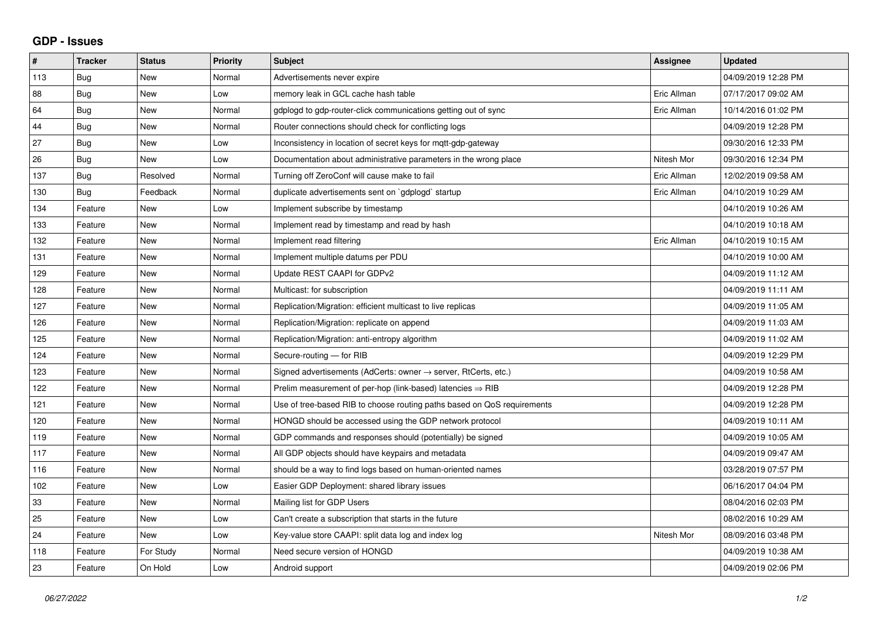# GDP - Issues

| # | Tracker | Status | Priority | Subject | Assignee | Updated |
|---|---|---|---|---|---|---|
| 113 | Bug | New | Normal | Advertisements never expire | | 04/09/2019 12:28 PM |
| 88 | Bug | New | Low | memory leak in GCL cache hash table | Eric Allman | 07/17/2017 09:02 AM |
| 64 | Bug | New | Normal | gdplogd to gdp-router-click communications getting out of sync | Eric Allman | 10/14/2016 01:02 PM |
| 44 | Bug | New | Normal | Router connections should check for conflicting logs | | 04/09/2019 12:28 PM |
| 27 | Bug | New | Low | Inconsistency in location of secret keys for mqtt-gdp-gateway | | 09/30/2016 12:33 PM |
| 26 | Bug | New | Low | Documentation about administrative parameters in the wrong place | Nitesh Mor | 09/30/2016 12:34 PM |
| 137 | Bug | Resolved | Normal | Turning off ZeroConf will cause make to fail | Eric Allman | 12/02/2019 09:58 AM |
| 130 | Bug | Feedback | Normal | duplicate advertisements sent on `gdplogd` startup | Eric Allman | 04/10/2019 10:29 AM |
| 134 | Feature | New | Low | Implement subscribe by timestamp | | 04/10/2019 10:26 AM |
| 133 | Feature | New | Normal | Implement read by timestamp and read by hash | | 04/10/2019 10:18 AM |
| 132 | Feature | New | Normal | Implement read filtering | Eric Allman | 04/10/2019 10:15 AM |
| 131 | Feature | New | Normal | Implement multiple datums per PDU | | 04/10/2019 10:00 AM |
| 129 | Feature | New | Normal | Update REST CAAPI for GDPv2 | | 04/09/2019 11:12 AM |
| 128 | Feature | New | Normal | Multicast: for subscription | | 04/09/2019 11:11 AM |
| 127 | Feature | New | Normal | Replication/Migration: efficient multicast to live replicas | | 04/09/2019 11:05 AM |
| 126 | Feature | New | Normal | Replication/Migration: replicate on append | | 04/09/2019 11:03 AM |
| 125 | Feature | New | Normal | Replication/Migration: anti-entropy algorithm | | 04/09/2019 11:02 AM |
| 124 | Feature | New | Normal | Secure-routing — for RIB | | 04/09/2019 12:29 PM |
| 123 | Feature | New | Normal | Signed advertisements (AdCerts: owner → server, RtCerts, etc.) | | 04/09/2019 10:58 AM |
| 122 | Feature | New | Normal | Prelim measurement of per-hop (link-based) latencies ⇒ RIB | | 04/09/2019 12:28 PM |
| 121 | Feature | New | Normal | Use of tree-based RIB to choose routing paths based on QoS requirements | | 04/09/2019 12:28 PM |
| 120 | Feature | New | Normal | HONGD should be accessed using the GDP network protocol | | 04/09/2019 10:11 AM |
| 119 | Feature | New | Normal | GDP commands and responses should (potentially) be signed | | 04/09/2019 10:05 AM |
| 117 | Feature | New | Normal | All GDP objects should have keypairs and metadata | | 04/09/2019 09:47 AM |
| 116 | Feature | New | Normal | should be a way to find logs based on human-oriented names | | 03/28/2019 07:57 PM |
| 102 | Feature | New | Low | Easier GDP Deployment: shared library issues | | 06/16/2017 04:04 PM |
| 33 | Feature | New | Normal | Mailing list for GDP Users | | 08/04/2016 02:03 PM |
| 25 | Feature | New | Low | Can't create a subscription that starts in the future | | 08/02/2016 10:29 AM |
| 24 | Feature | New | Low | Key-value store CAAPI: split data log and index log | Nitesh Mor | 08/09/2016 03:48 PM |
| 118 | Feature | For Study | Normal | Need secure version of HONGD | | 04/09/2019 10:38 AM |
| 23 | Feature | On Hold | Low | Android support | | 04/09/2019 02:06 PM |

*06/27/2022*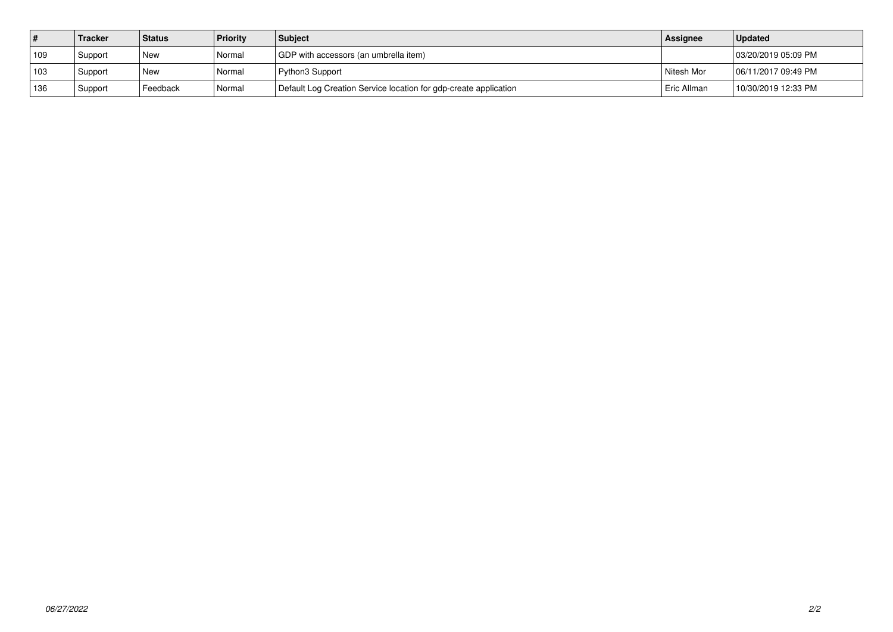| # | Tracker | Status | Priority | Subject | Assignee | Updated |
|---|---|---|---|---|---|---|
| 109 | Support | New | Normal | GDP with accessors (an umbrella item) | | 03/20/2019 05:09 PM |
| 103 | Support | New | Normal | Python3 Support | Nitesh Mor | 06/11/2017 09:49 PM |
| 136 | Support | Feedback | Normal | Default Log Creation Service location for gdp-create application | Eric Allman | 10/30/2019 12:33 PM |